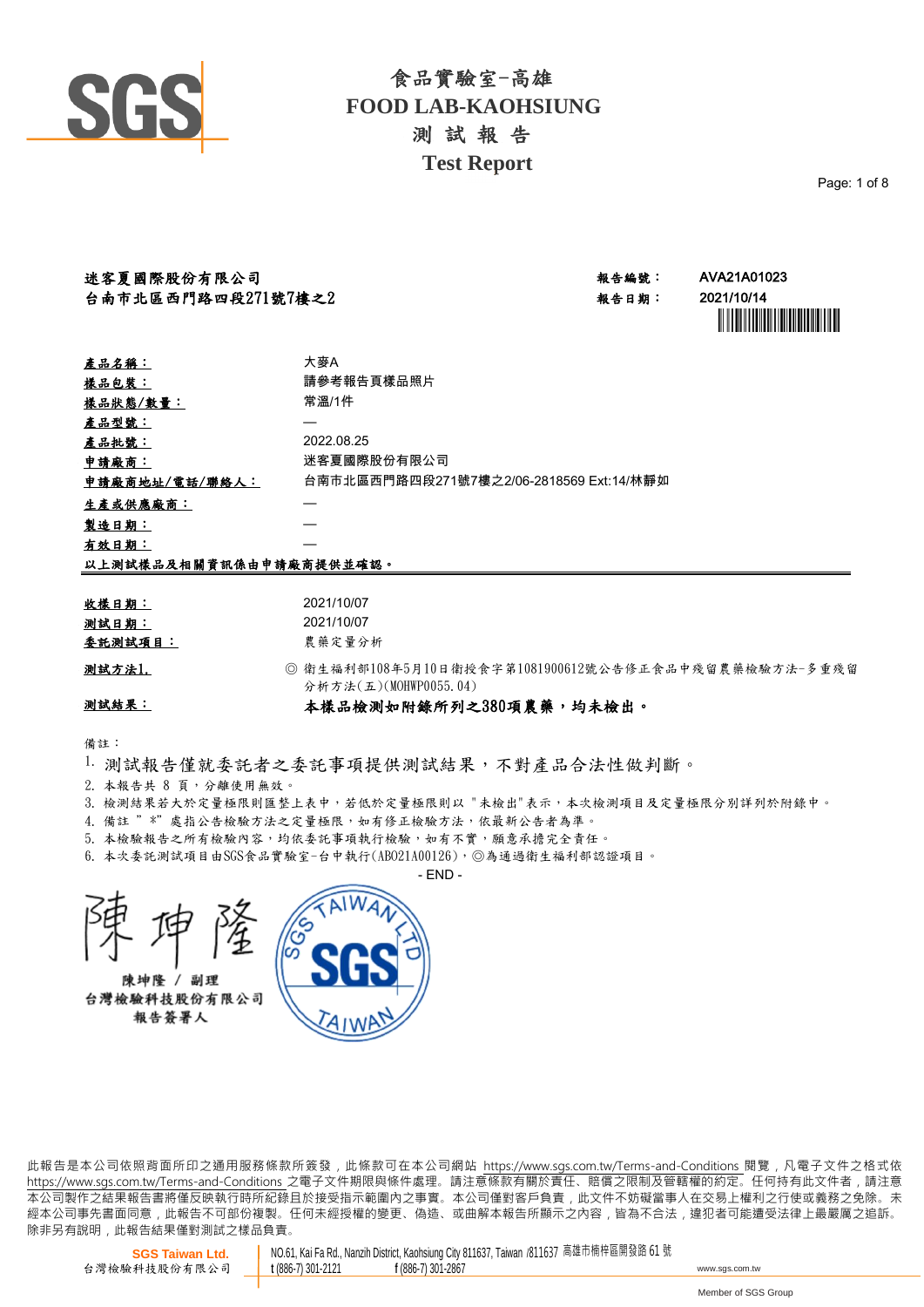# 食品實驗室-高雄

# FOOD LAB-KAOHSIUNG

## 測 試 報 告

## Test Report

**迷客夏國際股份有限公司**
**台南市北區西門路四段271號7樓之2**

**報告編號：** AVA21A01023
**報告日期：** 2021/10/14

| | |
|---|---|
| **產品名稱：** | 大麥A |
| **樣品包裝：** | 請參考報告頁樣品照片 |
| **樣品狀態/數量：** | 常溫/1件 |
| **產品型號：** | — |
| **產品批號：** | 2022.08.25 |
| **申請廠商：** | 迷客夏國際股份有限公司 |
| **申請廠商地址/電話/聯絡人：** | 台南市北區西門路四段271號7樓之2/06-2818569 Ext:14/林靜如 |
| **生產或供應廠商：** | — |
| **製造日期：** | — |
| **有效日期：** | — |

**以上測試樣品及相關資訊係由申請廠商提供並確認。**

| | |
|---|---|
| **收樣日期：** | 2021/10/07 |
| **測試日期：** | 2021/10/07 |
| **委託測試項目：** | 農藥定量分析 |
| **測試方法1.** | ◎ 衛生福利部108年5月10日衛授食字第1081900612號公告修正食品中殘留農藥檢驗方法-多重殘留分析方法(五)(MOHWP0055.04) |
| **測試結果：** | **本樣品檢測如附錄所列之380項農藥，均未檢出。** |

備註：

1. 測試報告僅就委託者之委託事項提供測試結果，不對產品合法性做判斷。
2. 本報告共 8 頁，分離使用無效。
3. 檢測結果若大於定量極限則匯整上表中，若低於定量極限則以 "未檢出"表示，本次檢測項目及定量極限分別詳列於附錄中。
4. 備註 " *" 處指公告檢驗方法之定量極限，如有修正檢驗方法，依最新公告者為準。
5. 本檢驗報告之所有檢驗內容，均依委託事項執行檢驗，如有不實，願意承擔完全責任。
6. 本次委託測試項目由SGS食品實驗室-台中執行(AB021A00126)，◎為通過衛生福利部認證項目。

- END -

陳坤隆 / 副理
台灣檢驗科技股份有限公司
報告簽署人

此報告是本公司依照背面所印之通用服務條款所簽發，此條款可在本公司網站 https://www.sgs.com.tw/Terms-and-Conditions 閱覽，凡電子文件之格式依 https://www.sgs.com.tw/Terms-and-Conditions 之電子文件期限與條件處理。請注意條款有關於責任、賠償之限制及管轄權的約定。任何持有此文件者，請注意本公司製作之結果報告書將僅反映執行時所紀錄且於接受指示範圍內之事實。本公司僅對客戶負責，此文件不妨礙當事人在交易上權利之行使或義務之免除。未經本公司事先書面同意，此報告不可部份複製。任何未經授權的變更、偽造、或曲解本報告所顯示之內容，皆為不合法，違犯者可能遭受法律上最嚴厲之追訴。除非另有說明，此報告結果僅對測試之樣品負責。

SGS Taiwan Ltd.
台灣檢驗科技股份有限公司
NO.61, Kai Fa Rd., Nanzih District, Kaohsiung City 811637, Taiwan /811637 高雄市楠梓區開發路 61 號
t (886-7) 301-2121 f (886-7) 301-2867 www.sgs.com.tw
Member of SGS Group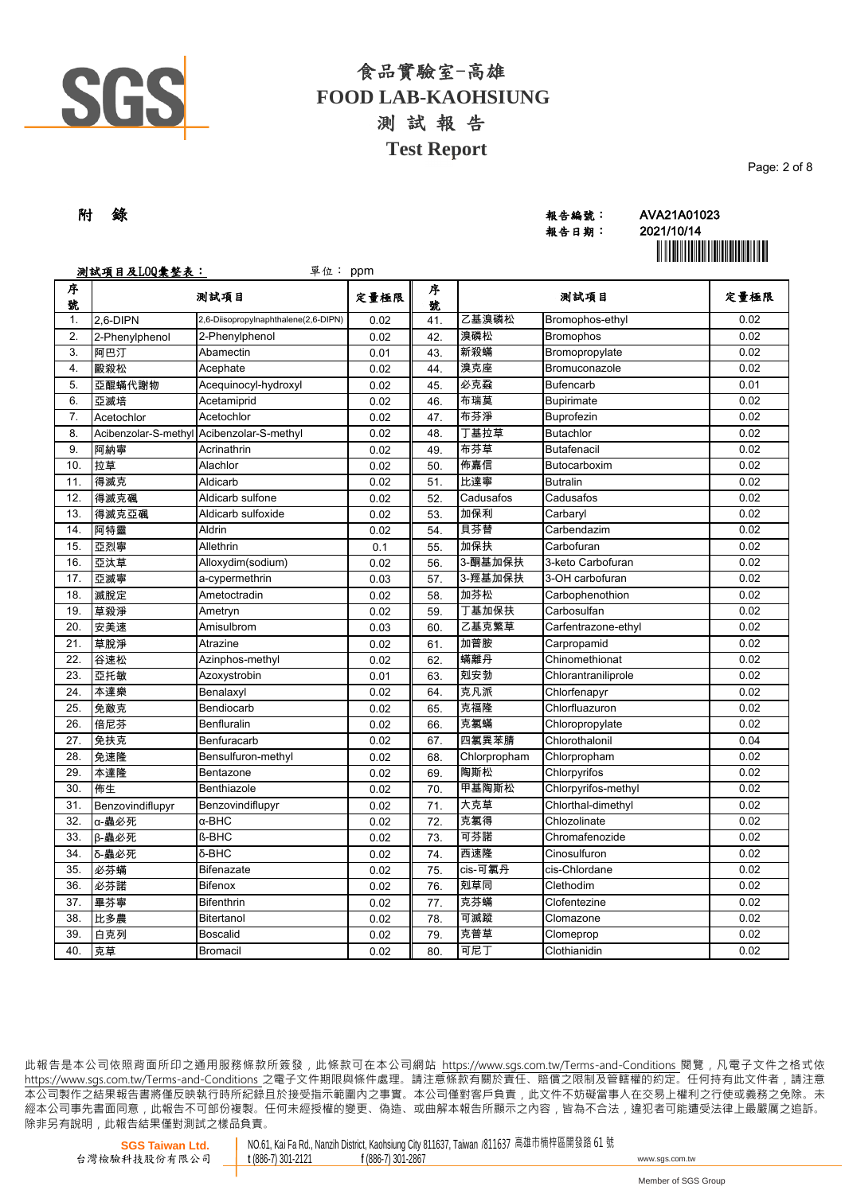# 食品實驗室-高雄
# FOOD LAB-KAOHSIUNG
## 測 試 報 告
## Test Report

**附　錄**

報告編號： AVA21A01023
報告日期： 2021/10/14

**測試項目及LOQ彙整表：**　　　單位： ppm

| 序號 | 測試項目 | | 定量極限 | 序號 | 測試項目 | | 定量極限 |
|---|---|---|---|---|---|---|---|
| 1. | 2,6-DIPN | 2,6-Diisopropylnaphthalene(2,6-DIPN) | 0.02 | 41. | 乙基溴磷松 | Bromophos-ethyl | 0.02 |
| 2. | 2-Phenylphenol | 2-Phenylphenol | 0.02 | 42. | 溴磷松 | Bromophos | 0.02 |
| 3. | 阿巴汀 | Abamectin | 0.01 | 43. | 新殺蟎 | Bromopropylate | 0.02 |
| 4. | 毆殺松 | Acephate | 0.02 | 44. | 溴克座 | Bromuconazole | 0.02 |
| 5. | 亞醌蟎代謝物 | Acequinocyl-hydroxyl | 0.02 | 45. | 必克蝨 | Bufencarb | 0.01 |
| 6. | 亞滅培 | Acetamiprid | 0.02 | 46. | 布瑞莫 | Bupirimate | 0.02 |
| 7. | Acetochlor | Acetochlor | 0.02 | 47. | 布芬淨 | Buprofezin | 0.02 |
| 8. | Acibenzolar-S-methyl | Acibenzolar-S-methyl | 0.02 | 48. | 丁基拉草 | Butachlor | 0.02 |
| 9. | 阿納寧 | Acrinathrin | 0.02 | 49. | 布芬草 | Butafenacil | 0.02 |
| 10. | 拉草 | Alachlor | 0.02 | 50. | 佈嘉信 | Butocarboxim | 0.02 |
| 11. | 得滅克 | Aldicarb | 0.02 | 51. | 比達寧 | Butralin | 0.02 |
| 12. | 得滅克碸 | Aldicarb sulfone | 0.02 | 52. | Cadusafos | Cadusafos | 0.02 |
| 13. | 得滅克亞碸 | Aldicarb sulfoxide | 0.02 | 53. | 加保利 | Carbaryl | 0.02 |
| 14. | 阿特靈 | Aldrin | 0.02 | 54. | 貝芬替 | Carbendazim | 0.02 |
| 15. | 亞烈寧 | Allethrin | 0.1 | 55. | 加保扶 | Carbofuran | 0.02 |
| 16. | 亞汰草 | Alloxydim(sodium) | 0.02 | 56. | 3-酮基加保扶 | 3-keto Carbofuran | 0.02 |
| 17. | 亞滅寧 | a-cypermethrin | 0.03 | 57. | 3-羥基加保扶 | 3-OH carbofuran | 0.02 |
| 18. | 滅脫定 | Ametoctradin | 0.02 | 58. | 加芬松 | Carbophenothion | 0.02 |
| 19. | 草殺淨 | Ametryn | 0.02 | 59. | 丁基加保扶 | Carbosulfan | 0.02 |
| 20. | 安美速 | Amisulbrom | 0.03 | 60. | 乙基克繁草 | Carfentrazone-ethyl | 0.02 |
| 21. | 草脫淨 | Atrazine | 0.02 | 61. | 加普胺 | Carpropamid | 0.02 |
| 22. | 谷速松 | Azinphos-methyl | 0.02 | 62. | 蟎離丹 | Chinomethionat | 0.02 |
| 23. | 亞托敏 | Azoxystrobin | 0.01 | 63. | 剋安勃 | Chlorantraniliprole | 0.02 |
| 24. | 本達樂 | Benalaxyl | 0.02 | 64. | 克凡派 | Chlorfenapyr | 0.02 |
| 25. | 免敵克 | Bendiocarb | 0.02 | 65. | 克福隆 | Chlorfluazuron | 0.02 |
| 26. | 倍尼芬 | Benfluralin | 0.02 | 66. | 克氯蟎 | Chloropropylate | 0.02 |
| 27. | 免扶克 | Benfuracarb | 0.02 | 67. | 四氯異苯腈 | Chlorothalonil | 0.04 |
| 28. | 免速隆 | Bensulfuron-methyl | 0.02 | 68. | Chlorpropham | Chlorpropham | 0.02 |
| 29. | 本達隆 | Bentazone | 0.02 | 69. | 陶斯松 | Chlorpyrifos | 0.02 |
| 30. | 佈生 | Benthiazole | 0.02 | 70. | 甲基陶斯松 | Chlorpyrifos-methyl | 0.02 |
| 31. | Benzovindiflupyr | Benzovindiflupyr | 0.02 | 71. | 大克草 | Chlorthal-dimethyl | 0.02 |
| 32. | α-蟲必死 | α-BHC | 0.02 | 72. | 克氯得 | Chlozolinate | 0.02 |
| 33. | β-蟲必死 | ß-BHC | 0.02 | 73. | 可芬諾 | Chromafenozide | 0.02 |
| 34. | δ-蟲必死 | δ-BHC | 0.02 | 74. | 西速隆 | Cinosulfuron | 0.02 |
| 35. | 必芬蟎 | Bifenazate | 0.02 | 75. | cis-可氯丹 | cis-Chlordane | 0.02 |
| 36. | 必芬諾 | Bifenox | 0.02 | 76. | 剋草同 | Clethodim | 0.02 |
| 37. | 畢芬寧 | Bifenthrin | 0.02 | 77. | 克芬蟎 | Clofentezine | 0.02 |
| 38. | 比多農 | Bitertanol | 0.02 | 78. | 可滅蹤 | Clomazone | 0.02 |
| 39. | 白克列 | Boscalid | 0.02 | 79. | 克普草 | Clomeprop | 0.02 |
| 40. | 克草 | Bromacil | 0.02 | 80. | 可尼丁 | Clothianidin | 0.02 |

此報告是本公司依照背面所印之通用服務條款所簽發，此條款可在本公司網站 https://www.sgs.com.tw/Terms-and-Conditions 閱覽，凡電子文件之格式依 https://www.sgs.com.tw/Terms-and-Conditions 之電子文件期限與條件處理。請注意條款有關於責任、賠償之限制及管轄權的約定。任何持有此文件者，請注意本公司製作之結果報告書將僅反映執行時所紀錄且於接受指示範圍內之事實。本公司僅對客戶負責，此文件不妨礙當事人在交易上權利之行使或義務之免除。未經本公司事先書面同意，此報告不可部份複製。任何未經授權的變更、偽造、或曲解本報告所顯示之內容，皆為不合法，違犯者可能遭受法律上最嚴厲之追訴。除非另有說明，此報告結果僅對測試之樣品負責。

SGS Taiwan Ltd. 台灣檢驗科技股份有限公司 | NO.61, Kai Fa Rd., Nanzih District, Kaohsiung City 811637, Taiwan /811637 高雄市楠梓區開發路 61 號 | t (886-7) 301-2121 | f (886-7) 301-2867 | www.sgs.com.tw

Member of SGS Group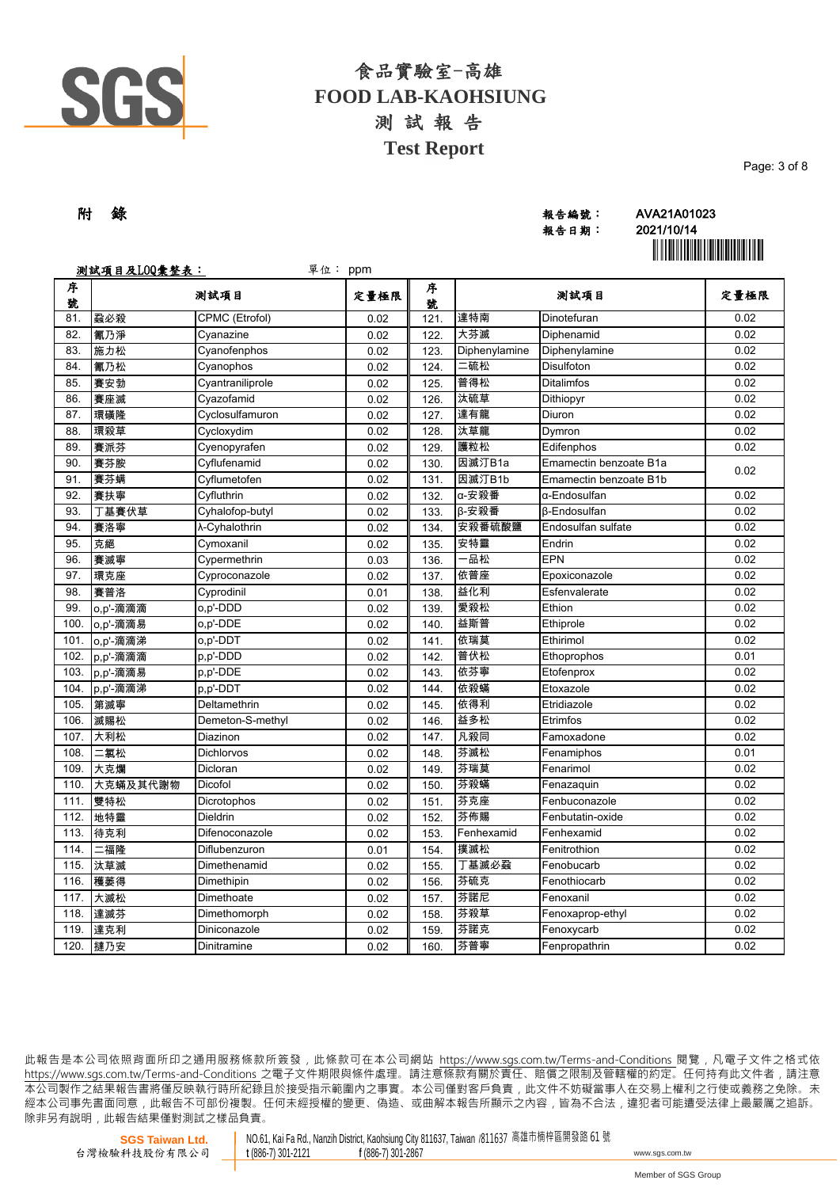# 食品實驗室-高雄
# FOOD LAB-KAOHSIUNG
## 測 試 報 告
## Test Report

**附 錄**

報告編號： AVA21A01023
報告日期： 2021/10/14

測試項目及LOQ彙整表： 單位： ppm

| 序號 | 測試項目 | | 定量極限 | 序號 | 測試項目 | | 定量極限 |
|---|---|---|---|---|---|---|---|
| 81. | 蟲必殺 | CPMC (Etrofol) | 0.02 | 121. | 達特南 | Dinotefuran | 0.02 |
| 82. | 氰乃淨 | Cyanazine | 0.02 | 122. | 大芬滅 | Diphenamid | 0.02 |
| 83. | 施力松 | Cyanofenphos | 0.02 | 123. | Diphenylamine | Diphenylamine | 0.02 |
| 84. | 氰乃松 | Cyanophos | 0.02 | 124. | 二硫松 | Disulfoton | 0.02 |
| 85. | 賽安勃 | Cyantraniliprole | 0.02 | 125. | 普得松 | Ditalimfos | 0.02 |
| 86. | 賽座滅 | Cyazofamid | 0.02 | 126. | 汰硫草 | Dithiopyr | 0.02 |
| 87. | 環磺隆 | Cyclosulfamuron | 0.02 | 127. | 達有龍 | Diuron | 0.02 |
| 88. | 環殺草 | Cycloxydim | 0.02 | 128. | 汰草龍 | Dymron | 0.02 |
| 89. | 賽派芬 | Cyenopyrafen | 0.02 | 129. | 護粒松 | Edifenphos | 0.02 |
| 90. | 賽芬胺 | Cyflufenamid | 0.02 | 130. | 因滅汀B1a | Emamectin benzoate B1a | 0.02 |
| 91. | 賽芬蟎 | Cyflumetofen | 0.02 | 131. | 因滅汀B1b | Emamectin benzoate B1b | |
| 92. | 賽扶寧 | Cyfluthrin | 0.02 | 132. | α-安殺番 | α-Endosulfan | 0.02 |
| 93. | 丁基賽伏草 | Cyhalofop-butyl | 0.02 | 133. | β-安殺番 | β-Endosulfan | 0.02 |
| 94. | 賽洛寧 | λ-Cyhalothrin | 0.02 | 134. | 安殺番硫酸鹽 | Endosulfan sulfate | 0.02 |
| 95. | 克絕 | Cymoxanil | 0.02 | 135. | 安特靈 | Endrin | 0.02 |
| 96. | 賽滅寧 | Cypermethrin | 0.03 | 136. | 一品松 | EPN | 0.02 |
| 97. | 環克座 | Cyproconazole | 0.02 | 137. | 依普座 | Epoxiconazole | 0.02 |
| 98. | 賽普洛 | Cyprodinil | 0.01 | 138. | 益化利 | Esfenvalerate | 0.02 |
| 99. | o,p'-滴滴滴 | o,p'-DDD | 0.02 | 139. | 愛殺松 | Ethion | 0.02 |
| 100. | o,p'-滴滴易 | o,p'-DDE | 0.02 | 140. | 益斯普 | Ethiprole | 0.02 |
| 101. | o,p'-滴滴涕 | o,p'-DDT | 0.02 | 141. | 依瑞莫 | Ethirimol | 0.02 |
| 102. | p,p'-滴滴滴 | p,p'-DDD | 0.02 | 142. | 普伏松 | Ethoprophos | 0.01 |
| 103. | p,p'-滴滴易 | p,p'-DDE | 0.02 | 143. | 依芬寧 | Etofenprox | 0.02 |
| 104. | p,p'-滴滴涕 | p,p'-DDT | 0.02 | 144. | 依殺蟎 | Etoxazole | 0.02 |
| 105. | 第滅寧 | Deltamethrin | 0.02 | 145. | 依得利 | Etridiazole | 0.02 |
| 106. | 滅賜松 | Demeton-S-methyl | 0.02 | 146. | 益多松 | Etrimfos | 0.02 |
| 107. | 大利松 | Diazinon | 0.02 | 147. | 凡殺同 | Famoxadone | 0.02 |
| 108. | 二氯松 | Dichlorvos | 0.02 | 148. | 芬滅松 | Fenamiphos | 0.01 |
| 109. | 大克爛 | Dicloran | 0.02 | 149. | 芬瑞莫 | Fenarimol | 0.02 |
| 110. | 大克蟎及其代謝物 | Dicofol | 0.02 | 150. | 芬殺蟎 | Fenazaquin | 0.02 |
| 111. | 雙特松 | Dicrotophos | 0.02 | 151. | 芬克座 | Fenbuconazole | 0.02 |
| 112. | 地特靈 | Dieldrin | 0.02 | 152. | 芬佈賜 | Fenbutatin-oxide | 0.02 |
| 113. | 待克利 | Difenoconazole | 0.02 | 153. | Fenhexamid | Fenhexamid | 0.02 |
| 114. | 二福隆 | Diflubenzuron | 0.01 | 154. | 撲滅松 | Fenitrothion | 0.02 |
| 115. | 汰草滅 | Dimethenamid | 0.02 | 155. | 丁基滅必蝨 | Fenobucarb | 0.02 |
| 116. | 穫萎得 | Dimethipin | 0.02 | 156. | 芬硫克 | Fenothiocarb | 0.02 |
| 117. | 大滅松 | Dimethoate | 0.02 | 157. | 芬諾尼 | Fenoxanil | 0.02 |
| 118. | 達滅芬 | Dimethomorph | 0.02 | 158. | 芬殺草 | Fenoxaprop-ethyl | 0.02 |
| 119. | 達克利 | Diniconazole | 0.02 | 159. | 芬諾克 | Fenoxycarb | 0.02 |
| 120. | 撻乃安 | Dinitramine | 0.02 | 160. | 芬普寧 | Fenpropathrin | 0.02 |

此報告是本公司依照背面所印之通用服務條款所簽發，此條款可在本公司網站 https://www.sgs.com.tw/Terms-and-Conditions 閱覽，凡電子文件之格式依 https://www.sgs.com.tw/Terms-and-Conditions 之電子文件期限與條件處理。請注意條款有關於責任、賠償之限制及管轄權的約定。任何持有此文件者，請注意本公司製作之結果報告書將僅反映執行時所紀錄且於接受指示範圍內之事實。本公司僅對客戶負責，此文件不妨礙當事人在交易上權利之行使或義務之免除。未經本公司事先書面同意，此報告不可部份複製。任何未經授權的變更、偽造、或曲解本報告所顯示之內容，皆為不合法，違犯者可能遭受法律上最嚴厲之追訴。除非另有說明，此報告結果僅對測試之樣品負責。

SGS Taiwan Ltd. 台灣檢驗科技股份有限公司 | NO.61, Kai Fa Rd., Nanzih District, Kaohsiung City 811637, Taiwan /811637 高雄市楠梓區開發路 61 號 | t (886-7) 301-2121 | f (886-7) 301-2867 | www.sgs.com.tw | Member of SGS Group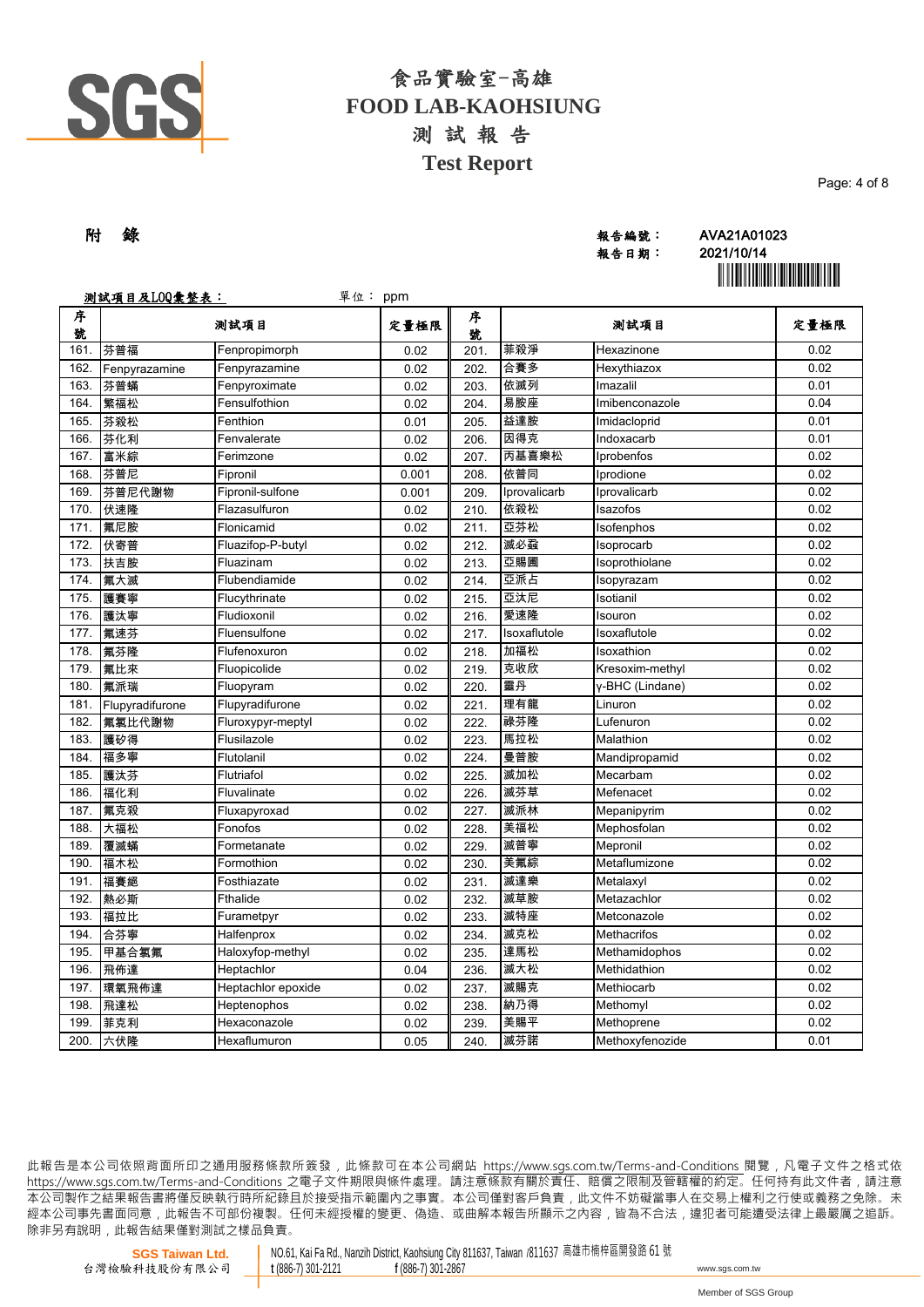# 食品實驗室-高雄
# FOOD LAB-KAOHSIUNG
## 測 試 報 告
## Test Report

**附 錄**

報告編號： AVA21A01023
報告日期： 2021/10/14

**測試項目及LOQ彙整表：** 單位： ppm

| 序號 | 測試項目 | | 定量極限 | 序號 | 測試項目 | | 定量極限 |
|---|---|---|---|---|---|---|---|
| 161. | 芬普福 | Fenpropimorph | 0.02 | 201. | 菲殺淨 | Hexazinone | 0.02 |
| 162. | Fenpyrazamine | Fenpyrazamine | 0.02 | 202. | 合賽多 | Hexythiazox | 0.02 |
| 163. | 芬普蟎 | Fenpyroximate | 0.02 | 203. | 依滅列 | Imazalil | 0.01 |
| 164. | 繁福松 | Fensulfothion | 0.02 | 204. | 易胺座 | Imibenconazole | 0.04 |
| 165. | 芬殺松 | Fenthion | 0.01 | 205. | 益達胺 | Imidacloprid | 0.01 |
| 166. | 芬化利 | Fenvalerate | 0.02 | 206. | 因得克 | Indoxacarb | 0.01 |
| 167. | 富米綜 | Ferimzone | 0.02 | 207. | 丙基喜樂松 | Iprobenfos | 0.02 |
| 168. | 芬普尼 | Fipronil | 0.001 | 208. | 依普同 | Iprodione | 0.02 |
| 169. | 芬普尼代謝物 | Fipronil-sulfone | 0.001 | 209. | Iprovalicarb | Iprovalicarb | 0.02 |
| 170. | 伏速隆 | Flazasulfuron | 0.02 | 210. | 依殺松 | Isazofos | 0.02 |
| 171. | 氟尼胺 | Flonicamid | 0.02 | 211. | 亞芬松 | Isofenphos | 0.02 |
| 172. | 伏寄普 | Fluazifop-P-butyl | 0.02 | 212. | 滅必蝨 | Isoprocarb | 0.02 |
| 173. | 扶吉胺 | Fluazinam | 0.02 | 213. | 亞賜圃 | Isoprothiolane | 0.02 |
| 174. | 氟大滅 | Flubendiamide | 0.02 | 214. | 亞派占 | Isopyrazam | 0.02 |
| 175. | 護賽寧 | Flucythrinate | 0.02 | 215. | 亞汰尼 | Isotianil | 0.02 |
| 176. | 護汰寧 | Fludioxonil | 0.02 | 216. | 愛速隆 | Isouron | 0.02 |
| 177. | 氟速芬 | Fluensulfone | 0.02 | 217. | Isoxaflutole | Isoxaflutole | 0.02 |
| 178. | 氟芬隆 | Flufenoxuron | 0.02 | 218. | 加福松 | Isoxathion | 0.02 |
| 179. | 氟比來 | Fluopicolide | 0.02 | 219. | 克收欣 | Kresoxim-methyl | 0.02 |
| 180. | 氟派瑞 | Fluopyram | 0.02 | 220. | 靈丹 | γ-BHC (Lindane) | 0.02 |
| 181. | Flupyradifurone | Flupyradifurone | 0.02 | 221. | 理有龍 | Linuron | 0.02 |
| 182. | 氟氯比代謝物 | Fluroxypyr-meptyl | 0.02 | 222. | 祿芬隆 | Lufenuron | 0.02 |
| 183. | 護矽得 | Flusilazole | 0.02 | 223. | 馬拉松 | Malathion | 0.02 |
| 184. | 福多寧 | Flutolanil | 0.02 | 224. | 曼普胺 | Mandipropamid | 0.02 |
| 185. | 護汰芬 | Flutriafol | 0.02 | 225. | 滅加松 | Mecarbam | 0.02 |
| 186. | 福化利 | Fluvalinate | 0.02 | 226. | 滅芬草 | Mefenacet | 0.02 |
| 187. | 氟克殺 | Fluxapyroxad | 0.02 | 227. | 滅派林 | Mepanipyrim | 0.02 |
| 188. | 大福松 | Fonofos | 0.02 | 228. | 美福松 | Mephosfolan | 0.02 |
| 189. | 覆滅蟎 | Formetanate | 0.02 | 229. | 滅普寧 | Mepronil | 0.02 |
| 190. | 福木松 | Formothion | 0.02 | 230. | 美氟綜 | Metaflumizone | 0.02 |
| 191. | 福賽絕 | Fosthiazate | 0.02 | 231. | 滅達樂 | Metalaxyl | 0.02 |
| 192. | 熱必斯 | Fthalide | 0.02 | 232. | 滅草胺 | Metazachlor | 0.02 |
| 193. | 福拉比 | Furametpyr | 0.02 | 233. | 滅特座 | Metconazole | 0.02 |
| 194. | 合芬寧 | Halfenprox | 0.02 | 234. | 滅克松 | Methacrifos | 0.02 |
| 195. | 甲基合氯氟 | Haloxyfop-methyl | 0.02 | 235. | 達馬松 | Methamidophos | 0.02 |
| 196. | 飛佈達 | Heptachlor | 0.04 | 236. | 滅大松 | Methidathion | 0.02 |
| 197. | 環氧飛佈達 | Heptachlor epoxide | 0.02 | 237. | 滅賜克 | Methiocarb | 0.02 |
| 198. | 飛達松 | Heptenophos | 0.02 | 238. | 納乃得 | Methomyl | 0.02 |
| 199. | 菲克利 | Hexaconazole | 0.02 | 239. | 美賜平 | Methoprene | 0.02 |
| 200. | 六伏隆 | Hexaflumuron | 0.05 | 240. | 滅芬諾 | Methoxyfenozide | 0.01 |

此報告是本公司依照背面所印之通用服務條款所簽發，此條款可在本公司網站 https://www.sgs.com.tw/Terms-and-Conditions 閱覽，凡電子文件之格式依 https://www.sgs.com.tw/Terms-and-Conditions 之電子文件期限與條件處理。請注意條款有關於責任、賠償之限制及管轄權的約定。任何持有此文件者，請注意本公司製作之結果報告書將僅反映執行時所紀錄且於接受指示範圍內之事實。本公司僅對客戶負責，此文件不妨礙當事人在交易上權利之行使或義務之免除。未經本公司事先書面同意，此報告不可部份複製。任何未經授權的變更、偽造、或曲解本報告所顯示之內容，皆為不合法，違犯者可能遭受法律上最嚴厲之追訴。除非另有說明，此報告結果僅對測試之樣品負責。

SGS Taiwan Ltd. 台灣檢驗科技股份有限公司 | NO.61, Kai Fa Rd., Nanzih District, Kaohsiung City 811637, Taiwan /811637 高雄市楠梓區開發路 61 號 | t (886-7) 301-2121 f (886-7) 301-2867 | www.sgs.com.tw

Member of SGS Group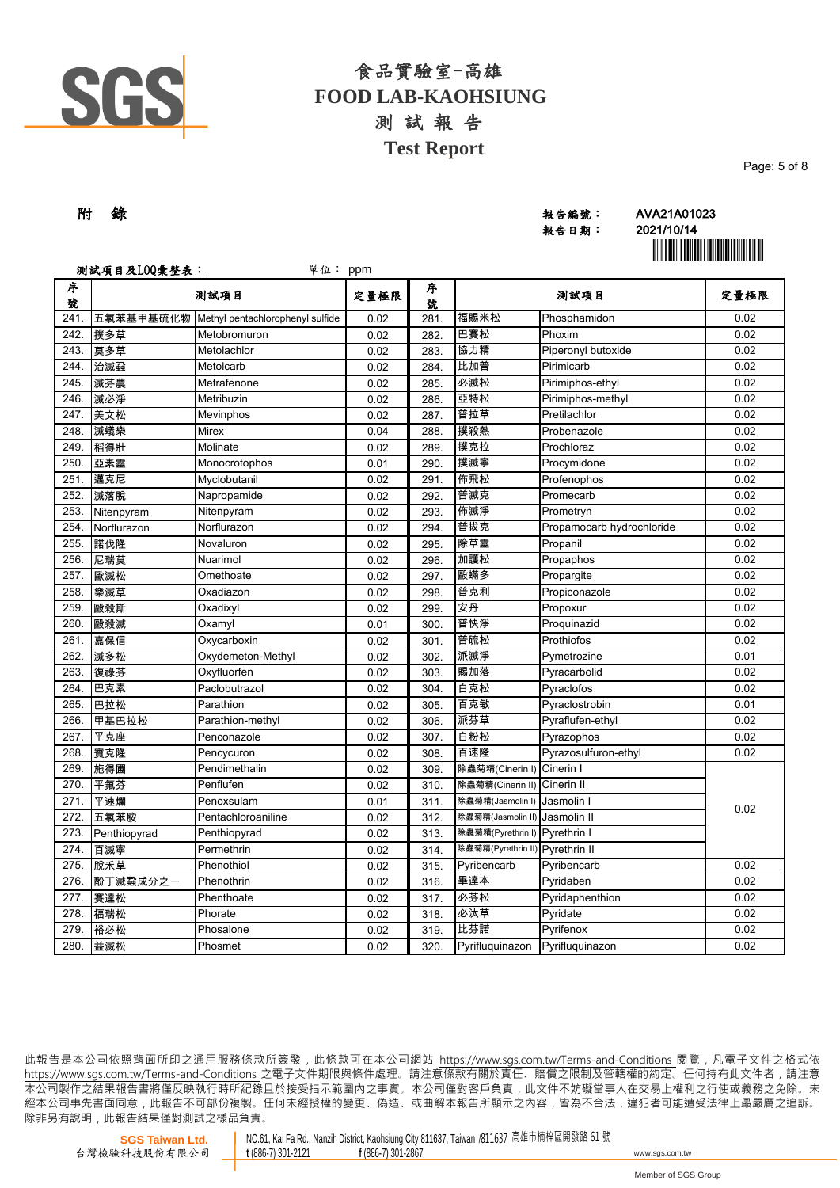# 食品實驗室-高雄
# FOOD LAB-KAOHSIUNG
## 測 試 報 告
## Test Report

**附 錄**

報告編號： AVA21A01023
報告日期： 2021/10/14

**測試項目及LOQ彙整表：** 單位： ppm

| 序號 | 測試項目 | | 定量極限 | 序號 | 測試項目 | | 定量極限 |
|---|---|---|---|---|---|---|---|
| 241. | 五氯苯基甲基硫化物 | Methyl pentachlorophenyl sulfide | 0.02 | 281. | 福賜米松 | Phosphamidon | 0.02 |
| 242. | 撲多草 | Metobromuron | 0.02 | 282. | 巴賽松 | Phoxim | 0.02 |
| 243. | 莫多草 | Metolachlor | 0.02 | 283. | 協力精 | Piperonyl butoxide | 0.02 |
| 244. | 治滅蝨 | Metolcarb | 0.02 | 284. | 比加普 | Pirimicarb | 0.02 |
| 245. | 滅芬農 | Metrafenone | 0.02 | 285. | 必滅松 | Pirimiphos-ethyl | 0.02 |
| 246. | 滅必淨 | Metribuzin | 0.02 | 286. | 亞特松 | Pirimiphos-methyl | 0.02 |
| 247. | 美文松 | Mevinphos | 0.02 | 287. | 普拉草 | Pretilachlor | 0.02 |
| 248. | 滅蟻樂 | Mirex | 0.04 | 288. | 撲殺熱 | Probenazole | 0.02 |
| 249. | 稻得壯 | Molinate | 0.02 | 289. | 撲克拉 | Prochloraz | 0.02 |
| 250. | 亞素靈 | Monocrotophos | 0.01 | 290. | 撲滅寧 | Procymidone | 0.02 |
| 251. | 邁克尼 | Myclobutanil | 0.02 | 291. | 佈飛松 | Profenophos | 0.02 |
| 252. | 滅落脫 | Napropamide | 0.02 | 292. | 普滅克 | Promecarb | 0.02 |
| 253. | Nitenpyram | Nitenpyram | 0.02 | 293. | 佈滅淨 | Prometryn | 0.02 |
| 254. | Norflurazon | Norflurazon | 0.02 | 294. | 普拔克 | Propamocarb hydrochloride | 0.02 |
| 255. | 諾伐隆 | Novaluron | 0.02 | 295. | 除草靈 | Propanil | 0.02 |
| 256. | 尼瑞莫 | Nuarimol | 0.02 | 296. | 加護松 | Propaphos | 0.02 |
| 257. | 歐滅松 | Omethoate | 0.02 | 297. | 毆蟎多 | Propargite | 0.02 |
| 258. | 樂滅草 | Oxadiazon | 0.02 | 298. | 普克利 | Propiconazole | 0.02 |
| 259. | 毆殺斯 | Oxadixyl | 0.02 | 299. | 安丹 | Propoxur | 0.02 |
| 260. | 毆殺滅 | Oxamyl | 0.01 | 300. | 普快淨 | Proquinazid | 0.02 |
| 261. | 嘉保信 | Oxycarboxin | 0.02 | 301. | 普硫松 | Prothiofos | 0.02 |
| 262. | 滅多松 | Oxydemeton-Methyl | 0.02 | 302. | 派滅淨 | Pymetrozine | 0.01 |
| 263. | 復祿芬 | Oxyfluorfen | 0.02 | 303. | 賜加落 | Pyracarbolid | 0.02 |
| 264. | 巴克素 | Paclobutrazol | 0.02 | 304. | 白克松 | Pyraclofos | 0.02 |
| 265. | 巴拉松 | Parathion | 0.02 | 305. | 百克敏 | Pyraclostrobin | 0.01 |
| 266. | 甲基巴拉松 | Parathion-methyl | 0.02 | 306. | 派芬草 | Pyraflufen-ethyl | 0.02 |
| 267. | 平克座 | Penconazole | 0.02 | 307. | 白粉松 | Pyrazophos | 0.02 |
| 268. | 賽克隆 | Pencycuron | 0.02 | 308. | 百速隆 | Pyrazosulfuron-ethyl | 0.02 |
| 269. | 施得圃 | Pendimethalin | 0.02 | 309. | 除蟲菊精(Cinerin I) | Cinerin I | 0.02 |
| 270. | 平氟芬 | Penflufen | 0.02 | 310. | 除蟲菊精(Cinerin II) | Cinerin II | |
| 271. | 平速爛 | Penoxsulam | 0.01 | 311. | 除蟲菊精(Jasmolin I) | Jasmolin I | |
| 272. | 五氯苯胺 | Pentachloroaniline | 0.02 | 312. | 除蟲菊精(Jasmolin II) | Jasmolin II | |
| 273. | Penthiopyrad | Penthiopyrad | 0.02 | 313. | 除蟲菊精(Pyrethrin I) | Pyrethrin I | |
| 274. | 百滅寧 | Permethrin | 0.02 | 314. | 除蟲菊精(Pyrethrin II) | Pyrethrin II | |
| 275. | 脫禾草 | Phenothiol | 0.02 | 315. | Pyribencarb | Pyribencarb | 0.02 |
| 276. | 酚丁滅蝨成分之一 | Phenothrin | 0.02 | 316. | 畢達本 | Pyridaben | 0.02 |
| 277. | 賽達松 | Phenthoate | 0.02 | 317. | 必芬松 | Pyridaphenthion | 0.02 |
| 278. | 福瑞松 | Phorate | 0.02 | 318. | 必汰草 | Pyridate | 0.02 |
| 279. | 裕必松 | Phosalone | 0.02 | 319. | 比芬諾 | Pyrifenox | 0.02 |
| 280. | 益滅松 | Phosmet | 0.02 | 320. | Pyrifluquinazon | Pyrifluquinazon | 0.02 |

此報告是本公司依照背面所印之通用服務條款所簽發，此條款可在本公司網站 https://www.sgs.com.tw/Terms-and-Conditions 閱覽，凡電子文件之格式依 https://www.sgs.com.tw/Terms-and-Conditions 之電子文件期限與條件處理。請注意條款有關於責任、賠償之限制及管轄權的約定。任何持有此文件者，請注意本公司製作之結果報告書將僅反映執行時所紀錄且於接受指示範圍內之事實。本公司僅對客戶負責，此文件不妨礙當事人在交易上權利之行使或義務之免除。未經本公司事先書面同意，此報告不可部份複製。任何未經授權的變更、偽造、或曲解本報告所顯示之內容，皆為不合法，違犯者可能遭受法律上最嚴厲之追訴。除非另有說明，此報告結果僅對測試之樣品負責。

SGS Taiwan Ltd. 台灣檢驗科技股份有限公司 | NO.61, Kai Fa Rd., Nanzih District, Kaohsiung City 811637, Taiwan /811637 高雄市楠梓區開發路 61 號 | t (886-7) 301-2121 | f (886-7) 301-2867 | www.sgs.com.tw

Member of SGS Group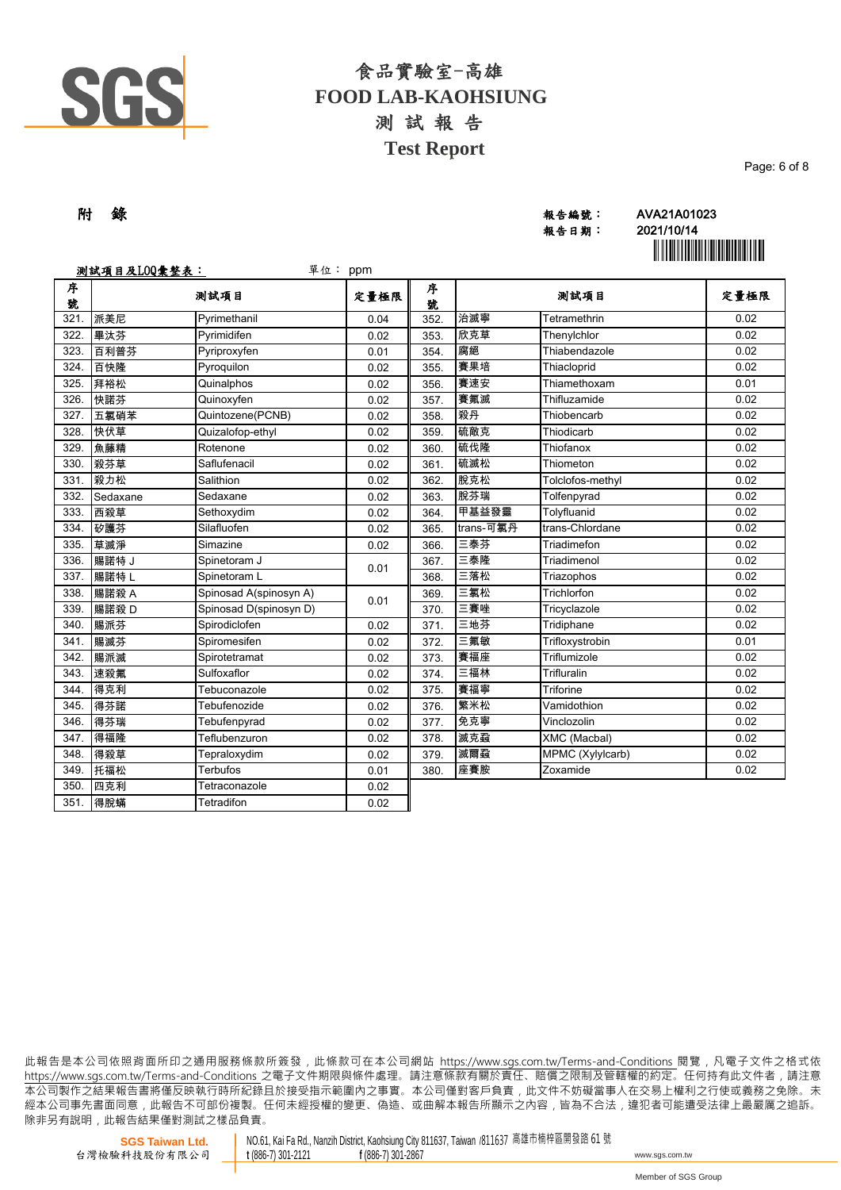# 食品實驗室-高雄
# FOOD LAB-KAOHSIUNG
## 測 試 報 告
## Test Report

**附 錄**

報告編號： AVA21A01023
報告日期： 2021/10/14

**測試項目及LOQ彙整表：** 單位： ppm

| 序號 | | 測試項目 | 定量極限 | 序號 | | 測試項目 | 定量極限 |
|---|---|---|---|---|---|---|---|
| 321. | 派美尼 | Pyrimethanil | 0.04 | 352. | 治滅寧 | Tetramethrin | 0.02 |
| 322. | 畢汰芬 | Pyrimidifen | 0.02 | 353. | 欣克草 | Thenylchlor | 0.02 |
| 323. | 百利普芬 | Pyriproxyfen | 0.01 | 354. | 腐絕 | Thiabendazole | 0.02 |
| 324. | 百快隆 | Pyroquilon | 0.02 | 355. | 賽果培 | Thiacloprid | 0.02 |
| 325. | 拜裕松 | Quinalphos | 0.02 | 356. | 賽速安 | Thiamethoxam | 0.01 |
| 326. | 快諾芬 | Quinoxyfen | 0.02 | 357. | 賽氟滅 | Thifluzamide | 0.02 |
| 327. | 五氯硝苯 | Quintozene(PCNB) | 0.02 | 358. | 殺丹 | Thiobencarb | 0.02 |
| 328. | 快伏草 | Quizalofop-ethyl | 0.02 | 359. | 硫敵克 | Thiodicarb | 0.02 |
| 329. | 魚藤精 | Rotenone | 0.02 | 360. | 硫伐隆 | Thiofanox | 0.02 |
| 330. | 殺芬草 | Saflufenacil | 0.02 | 361. | 硫滅松 | Thiometon | 0.02 |
| 331. | 殺力松 | Salithion | 0.02 | 362. | 脫克松 | Tolclofos-methyl | 0.02 |
| 332. | Sedaxane | Sedaxane | 0.02 | 363. | 脫芬瑞 | Tolfenpyrad | 0.02 |
| 333. | 西殺草 | Sethoxydim | 0.02 | 364. | 甲基益發靈 | Tolyfluanid | 0.02 |
| 334. | 矽護芬 | Silafluofen | 0.02 | 365. | trans-可氯丹 | trans-Chlordane | 0.02 |
| 335. | 草滅淨 | Simazine | 0.02 | 366. | 三泰芬 | Triadimefon | 0.02 |
| 336. | 賜諾特 J | Spinetoram J | 0.01 | 367. | 三泰隆 | Triadimenol | 0.02 |
| 337. | 賜諾特 L | Spinetoram L | | 368. | 三落松 | Triazophos | 0.02 |
| 338. | 賜諾殺 A | Spinosad A(spinosyn A) | 0.01 | 369. | 三氯松 | Trichlorfon | 0.02 |
| 339. | 賜諾殺 D | Spinosad D(spinosyn D) | | 370. | 三賽唑 | Tricyclazole | 0.02 |
| 340. | 賜派芬 | Spirodiclofen | 0.02 | 371. | 三地芬 | Tridiphane | 0.02 |
| 341. | 賜滅芬 | Spiromesifen | 0.02 | 372. | 三氟敏 | Trifloxystrobin | 0.01 |
| 342. | 賜派滅 | Spirotetramat | 0.02 | 373. | 賽福座 | Triflumizole | 0.02 |
| 343. | 速殺氟 | Sulfoxaflor | 0.02 | 374. | 三福林 | Trifluralin | 0.02 |
| 344. | 得克利 | Tebuconazole | 0.02 | 375. | 賽福寧 | Triforine | 0.02 |
| 345. | 得芬諾 | Tebufenozide | 0.02 | 376. | 繁米松 | Vamidothion | 0.02 |
| 346. | 得芬瑞 | Tebufenpyrad | 0.02 | 377. | 免克寧 | Vinclozolin | 0.02 |
| 347. | 得福隆 | Teflubenzuron | 0.02 | 378. | 滅克蝨 | XMC (Macbal) | 0.02 |
| 348. | 得殺草 | Tepraloxydim | 0.02 | 379. | 滅爾蝨 | MPMC (Xylylcarb) | 0.02 |
| 349. | 托福松 | Terbufos | 0.01 | 380. | 座賽胺 | Zoxamide | 0.02 |
| 350. | 四克利 | Tetraconazole | 0.02 | | | | |
| 351. | 得脫蟎 | Tetradifon | 0.02 | | | | |

此報告是本公司依照背面所印之通用服務條款所簽發，此條款可在本公司網站 https://www.sgs.com.tw/Terms-and-Conditions 閱覽，凡電子文件之格式依 https://www.sgs.com.tw/Terms-and-Conditions 之電子文件期限與條件處理。請注意條款有關於責任、賠償之限制及管轄權的約定。任何持有此文件者，請注意本公司製作之結果報告書將僅反映執行時所紀錄且於接受指示範圍內之事實。本公司僅對客戶負責，此文件不妨礙當事人在交易上權利之行使或義務之免除。未經本公司事先書面同意，此報告不可部份複製。任何未經授權的變更、偽造、或曲解本報告所顯示之內容，皆為不合法，違犯者可能遭受法律上最嚴厲之追訴。除非另有說明，此報告結果僅對測試之樣品負責。

SGS Taiwan Ltd. 台灣檢驗科技股份有限公司 | NO.61, Kai Fa Rd., Nanzih District, Kaohsiung City 811637, Taiwan /811637 高雄市楠梓區開發路 61 號 t (886-7) 301-2121 f (886-7) 301-2867 www.sgs.com.tw

Member of SGS Group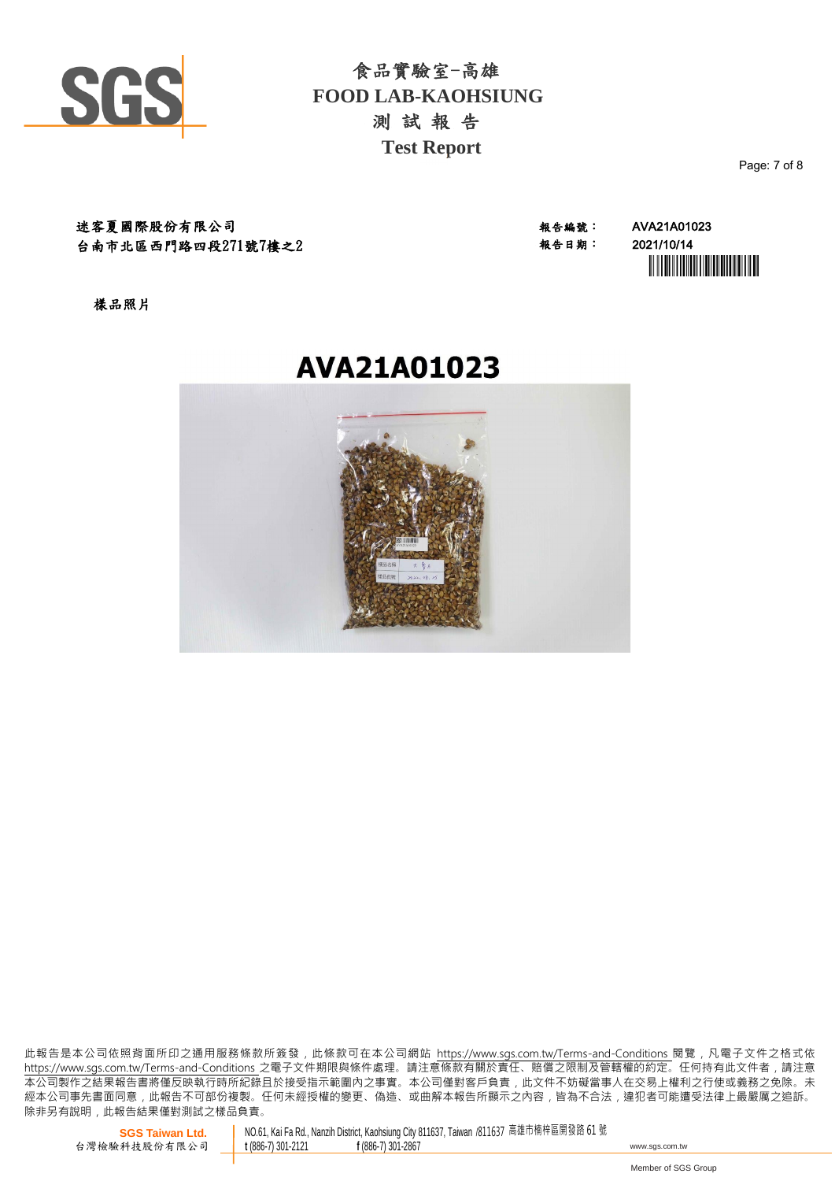# 食品實驗室-高雄
# FOOD LAB-KAOHSIUNG
## 測 試 報 告
## Test Report

迷客夏國際股份有限公司
台南市北區西門路四段271號7樓之2

報告編號： AVA21A01023
報告日期： 2021/10/14

樣品照片

**AVA21A01023**

此報告是本公司依照背面所印之通用服務條款所簽發，此條款可在本公司網站 https://www.sgs.com.tw/Terms-and-Conditions 閱覽，凡電子文件之格式依 https://www.sgs.com.tw/Terms-and-Conditions 之電子文件期限與條件處理。請注意條款有關於責任、賠償之限制及管轄權的約定。任何持有此文件者，請注意本公司製作之結果報告書將僅反映執行時所紀錄且於接受指示範圍內之事實。本公司僅對客戶負責，此文件不妨礙當事人在交易上權利之行使或義務之免除。未經本公司事先書面同意，此報告不可部份複製。任何未經授權的變更、偽造、或曲解本報告所顯示之內容，皆為不合法，違犯者可能遭受法律上最嚴厲之追訴。除非另有說明，此報告結果僅對測試之樣品負責。

SGS Taiwan Ltd.
台灣檢驗科技股份有限公司
NO.61, Kai Fa Rd., Nanzih District, Kaohsiung City 811637, Taiwan /811637 高雄市楠梓區開發路 61 號
t (886-7) 301-2121 f (886-7) 301-2867 www.sgs.com.tw

Member of SGS Group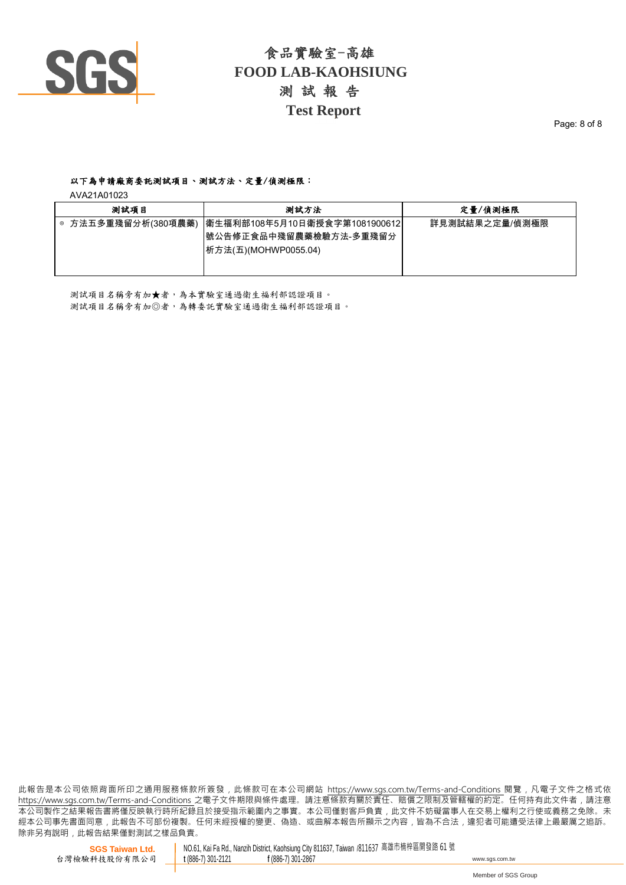以下為申請廠商委託測試項目、測試方法、定量/偵測極限：

AVA21A01023

| 測試項目 | 測試方法 | 定量/偵測極限 |
| --- | --- | --- |
| ◎ 方法五多重殘留分析(380項農藥) | 衛生福利部108年5月10日衛授食字第1081900612號公告修正食品中殘留農藥檢驗方法-多重殘留分析方法(五)(MOHWP0055.04) | 詳見測試結果之定量/偵測極限 |

測試項目名稱旁有加★者，為本實驗室通過衛生福利部認證項目。

測試項目名稱旁有加◎者，為轉委託實驗室通過衛生福利部認證項目。

此報告是本公司依照背面所印之通用服務條款所簽發，此條款可在本公司網站 https://www.sgs.com.tw/Terms-and-Conditions 閱覽，凡電子文件之格式依 https://www.sgs.com.tw/Terms-and-Conditions 之電子文件期限與條件處理。請注意條款有關於責任、賠償之限制及管轄權的約定。任何持有此文件者，請注意本公司製作之結果報告書將僅反映執行時所紀錄且於接受指示範圍內之事實。本公司僅對客戶負責，此文件不妨礙當事人在交易上權利之行使或義務之免除。未經本公司事先書面同意，此報告不可部份複製。任何未經授權的變更、偽造、或曲解本報告所顯示之內容，皆為不合法，違犯者可能遭受法律上最嚴厲之追訴。除非另有說明，此報告結果僅對測試之樣品負責。

**SGS Taiwan Ltd.** 台灣檢驗科技股份有限公司 | NO.61, Kai Fa Rd., Nanzih District, Kaohsiung City 811637, Taiwan /811637 高雄市楠梓區開發路 61 號 | t (886-7) 301-2121 f (886-7) 301-2867 | www.sgs.com.tw

Member of SGS Group